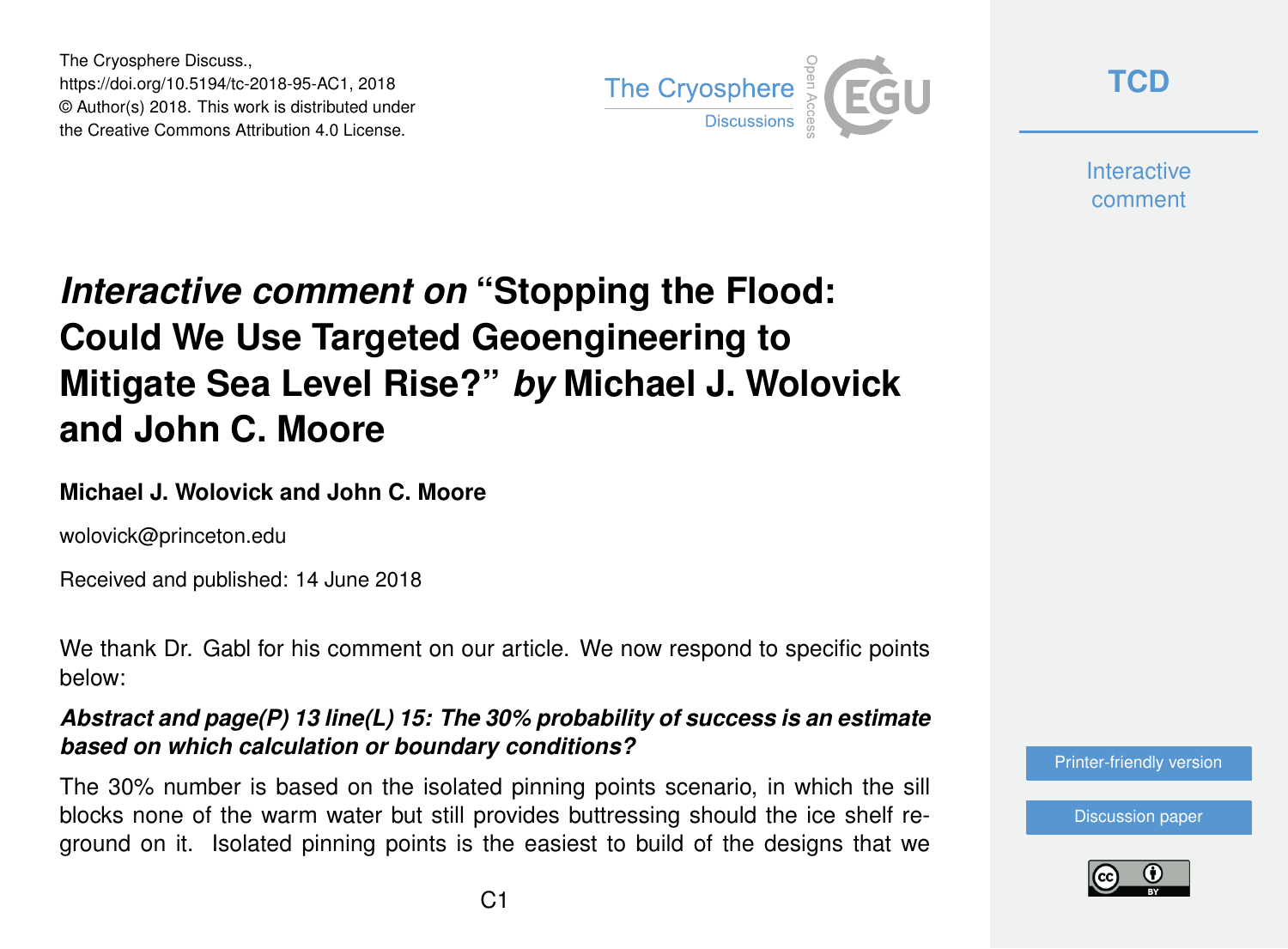The Cryosphere Discuss.,
https://doi.org/10.5194/tc-2018-95-AC1, 2018
© Author(s) 2018. This work is distributed under
the Creative Commons Attribution 4.0 License.

# *Interactive comment on* "Stopping the Flood: Could We Use Targeted Geoengineering to Mitigate Sea Level Rise?" *by* Michael J. Wolovick and John C. Moore

**Michael J. Wolovick and John C. Moore**

wolovick@princeton.edu

Received and published: 14 June 2018

We thank Dr. Gabl for his comment on our article. We now respond to specific points below:

***Abstract and page(P) 13 line(L) 15: The 30% probability of success is an estimate based on which calculation or boundary conditions?***

The 30% number is based on the isolated pinning points scenario, in which the sill blocks none of the warm water but still provides buttressing should the ice shelf reground on it. Isolated pinning points is the easiest to build of the designs that we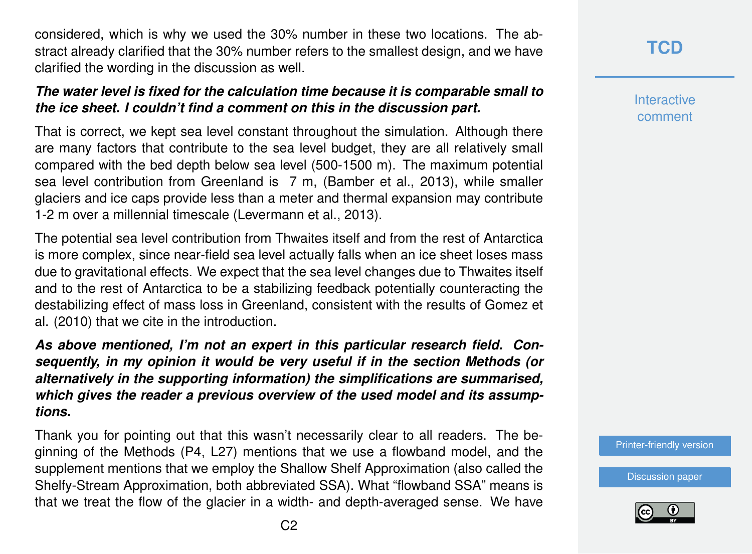considered, which is why we used the 30% number in these two locations. The abstract already clarified that the 30% number refers to the smallest design, and we have clarified the wording in the discussion as well.

***The water level is fixed for the calculation time because it is comparable small to the ice sheet. I couldn't find a comment on this in the discussion part.***

That is correct, we kept sea level constant throughout the simulation. Although there are many factors that contribute to the sea level budget, they are all relatively small compared with the bed depth below sea level (500-1500 m). The maximum potential sea level contribution from Greenland is 7 m, (Bamber et al., 2013), while smaller glaciers and ice caps provide less than a meter and thermal expansion may contribute 1-2 m over a millennial timescale (Levermann et al., 2013).

The potential sea level contribution from Thwaites itself and from the rest of Antarctica is more complex, since near-field sea level actually falls when an ice sheet loses mass due to gravitational effects. We expect that the sea level changes due to Thwaites itself and to the rest of Antarctica to be a stabilizing feedback potentially counteracting the destabilizing effect of mass loss in Greenland, consistent with the results of Gomez et al. (2010) that we cite in the introduction.

***As above mentioned, I'm not an expert in this particular research field. Consequently, in my opinion it would be very useful if in the section Methods (or alternatively in the supporting information) the simplifications are summarised, which gives the reader a previous overview of the used model and its assumptions.***

Thank you for pointing out that this wasn't necessarily clear to all readers. The beginning of the Methods (P4, L27) mentions that we use a flowband model, and the supplement mentions that we employ the Shallow Shelf Approximation (also called the Shelfy-Stream Approximation, both abbreviated SSA). What "flowband SSA" means is that we treat the flow of the glacier in a width- and depth-averaged sense. We have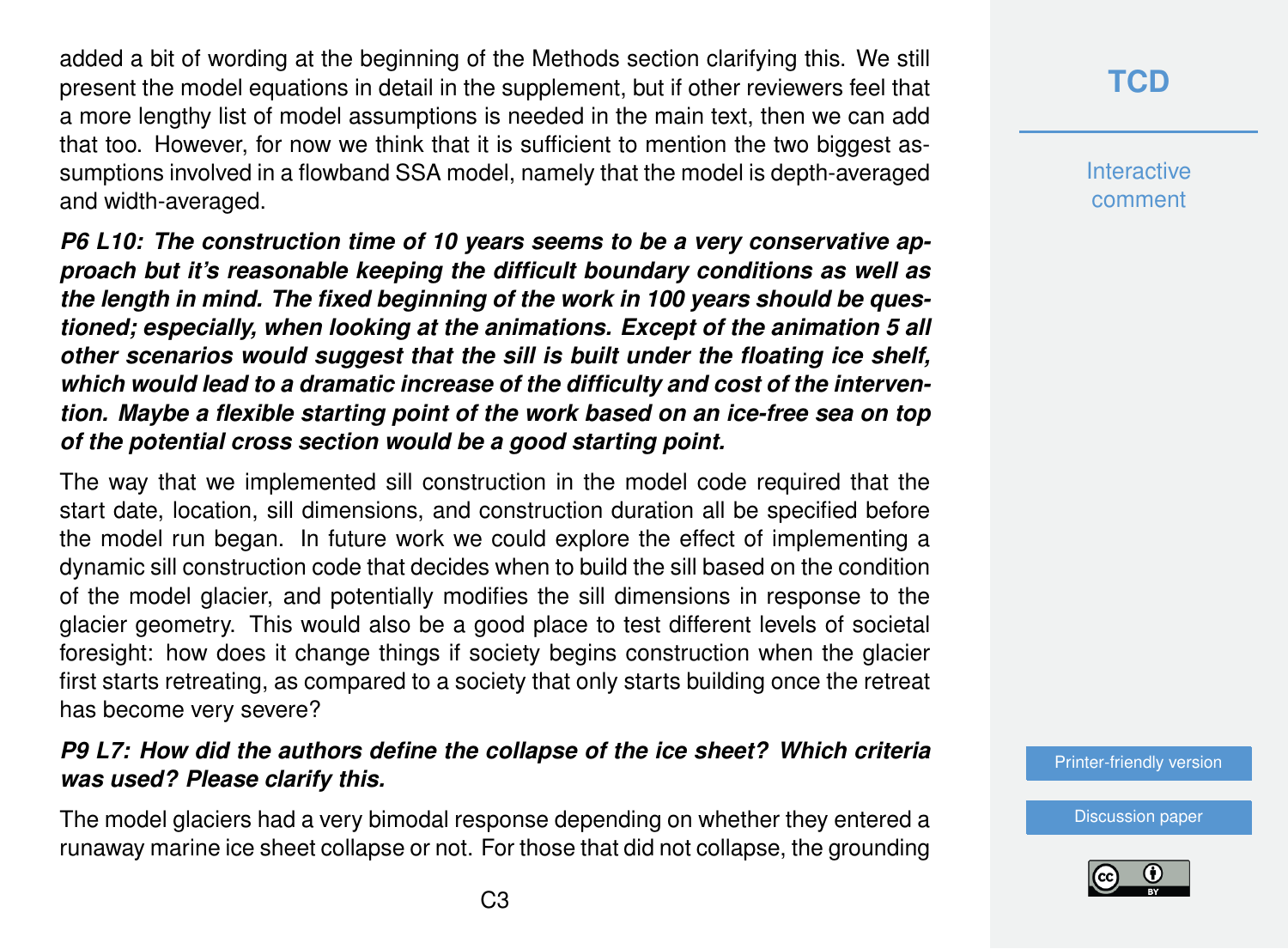added a bit of wording at the beginning of the Methods section clarifying this. We still present the model equations in detail in the supplement, but if other reviewers feel that a more lengthy list of model assumptions is needed in the main text, then we can add that too. However, for now we think that it is sufficient to mention the two biggest assumptions involved in a flowband SSA model, namely that the model is depth-averaged and width-averaged.

***P6 L10: The construction time of 10 years seems to be a very conservative approach but it's reasonable keeping the difficult boundary conditions as well as the length in mind. The fixed beginning of the work in 100 years should be questioned; especially, when looking at the animations. Except of the animation 5 all other scenarios would suggest that the sill is built under the floating ice shelf, which would lead to a dramatic increase of the difficulty and cost of the intervention. Maybe a flexible starting point of the work based on an ice-free sea on top of the potential cross section would be a good starting point.***

The way that we implemented sill construction in the model code required that the start date, location, sill dimensions, and construction duration all be specified before the model run began. In future work we could explore the effect of implementing a dynamic sill construction code that decides when to build the sill based on the condition of the model glacier, and potentially modifies the sill dimensions in response to the glacier geometry. This would also be a good place to test different levels of societal foresight: how does it change things if society begins construction when the glacier first starts retreating, as compared to a society that only starts building once the retreat has become very severe?

***P9 L7: How did the authors define the collapse of the ice sheet? Which criteria was used? Please clarify this.***

The model glaciers had a very bimodal response depending on whether they entered a runaway marine ice sheet collapse or not. For those that did not collapse, the grounding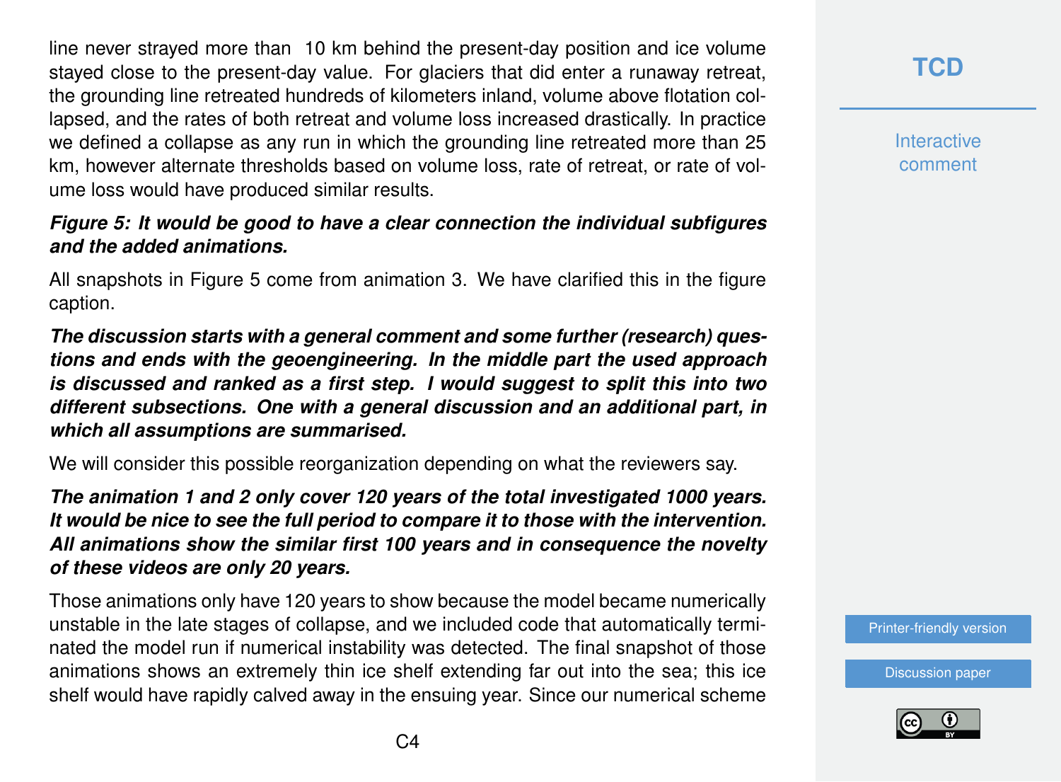line never strayed more than 10 km behind the present-day position and ice volume stayed close to the present-day value. For glaciers that did enter a runaway retreat, the grounding line retreated hundreds of kilometers inland, volume above flotation collapsed, and the rates of both retreat and volume loss increased drastically. In practice we defined a collapse as any run in which the grounding line retreated more than 25 km, however alternate thresholds based on volume loss, rate of retreat, or rate of volume loss would have produced similar results.

***Figure 5: It would be good to have a clear connection the individual subfigures and the added animations.***

All snapshots in Figure 5 come from animation 3. We have clarified this in the figure caption.

***The discussion starts with a general comment and some further (research) questions and ends with the geoengineering. In the middle part the used approach is discussed and ranked as a first step. I would suggest to split this into two different subsections. One with a general discussion and an additional part, in which all assumptions are summarised.***

We will consider this possible reorganization depending on what the reviewers say.

***The animation 1 and 2 only cover 120 years of the total investigated 1000 years. It would be nice to see the full period to compare it to those with the intervention. All animations show the similar first 100 years and in consequence the novelty of these videos are only 20 years.***

Those animations only have 120 years to show because the model became numerically unstable in the late stages of collapse, and we included code that automatically terminated the model run if numerical instability was detected. The final snapshot of those animations shows an extremely thin ice shelf extending far out into the sea; this ice shelf would have rapidly calved away in the ensuing year. Since our numerical scheme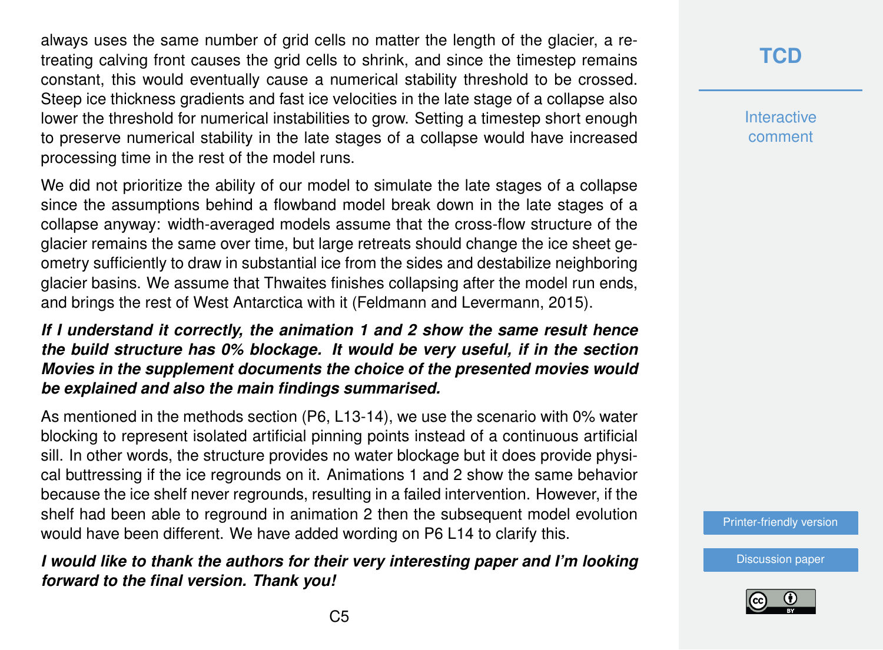always uses the same number of grid cells no matter the length of the glacier, a retreating calving front causes the grid cells to shrink, and since the timestep remains constant, this would eventually cause a numerical stability threshold to be crossed. Steep ice thickness gradients and fast ice velocities in the late stage of a collapse also lower the threshold for numerical instabilities to grow. Setting a timestep short enough to preserve numerical stability in the late stages of a collapse would have increased processing time in the rest of the model runs.

We did not prioritize the ability of our model to simulate the late stages of a collapse since the assumptions behind a flowband model break down in the late stages of a collapse anyway: width-averaged models assume that the cross-flow structure of the glacier remains the same over time, but large retreats should change the ice sheet geometry sufficiently to draw in substantial ice from the sides and destabilize neighboring glacier basins. We assume that Thwaites finishes collapsing after the model run ends, and brings the rest of West Antarctica with it (Feldmann and Levermann, 2015).

***If I understand it correctly, the animation 1 and 2 show the same result hence the build structure has 0% blockage. It would be very useful, if in the section Movies in the supplement documents the choice of the presented movies would be explained and also the main findings summarised.***

As mentioned in the methods section (P6, L13-14), we use the scenario with 0% water blocking to represent isolated artificial pinning points instead of a continuous artificial sill. In other words, the structure provides no water blockage but it does provide physical buttressing if the ice regrounds on it. Animations 1 and 2 show the same behavior because the ice shelf never regrounds, resulting in a failed intervention. However, if the shelf had been able to reground in animation 2 then the subsequent model evolution would have been different. We have added wording on P6 L14 to clarify this.

***I would like to thank the authors for their very interesting paper and I'm looking forward to the final version. Thank you!***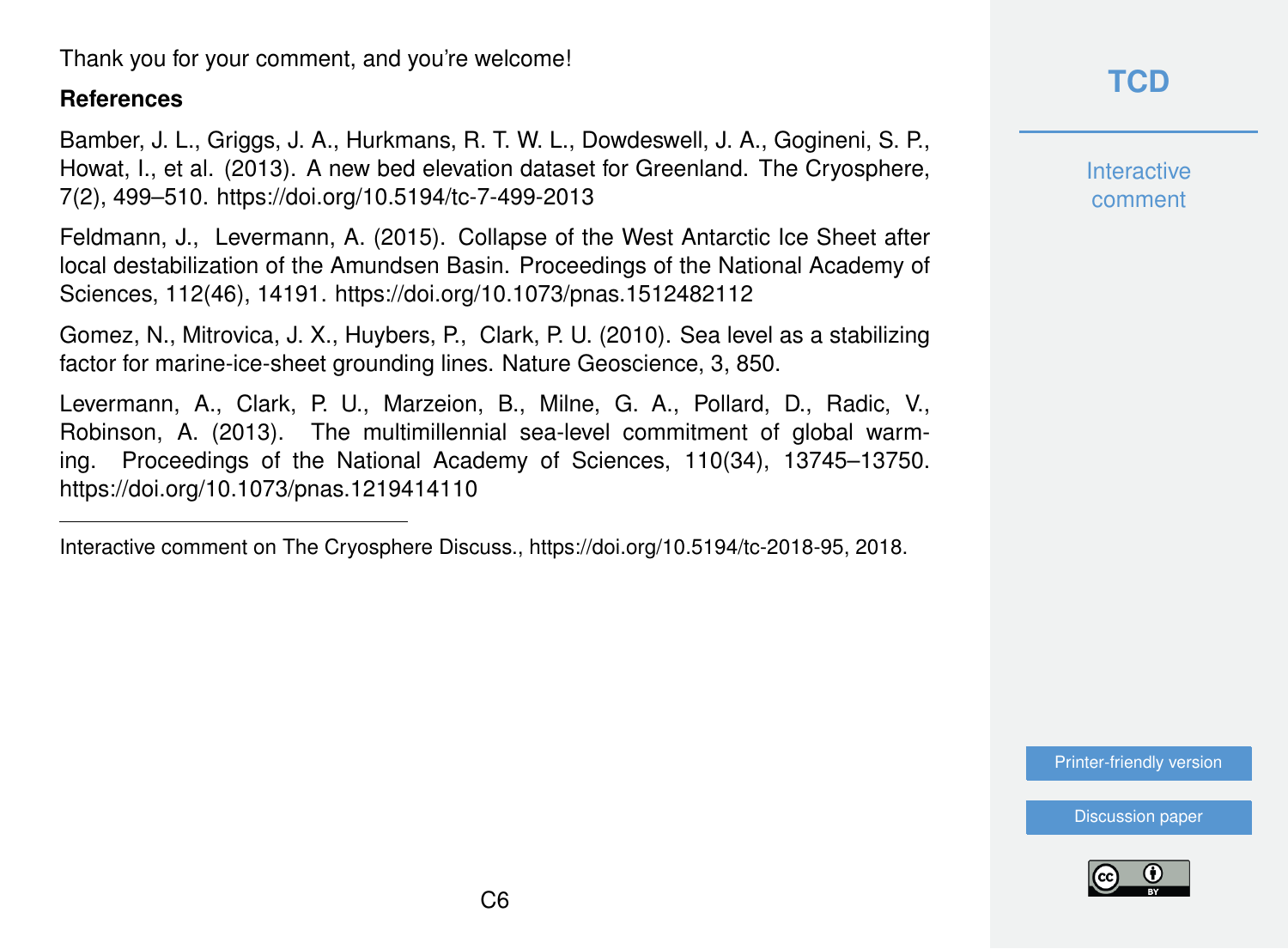Thank you for your comment, and you're welcome!

**References**

Bamber, J. L., Griggs, J. A., Hurkmans, R. T. W. L., Dowdeswell, J. A., Gogineni, S. P., Howat, I., et al. (2013). A new bed elevation dataset for Greenland. The Cryosphere, 7(2), 499–510. https://doi.org/10.5194/tc-7-499-2013

Feldmann, J., Levermann, A. (2015). Collapse of the West Antarctic Ice Sheet after local destabilization of the Amundsen Basin. Proceedings of the National Academy of Sciences, 112(46), 14191. https://doi.org/10.1073/pnas.1512482112

Gomez, N., Mitrovica, J. X., Huybers, P., Clark, P. U. (2010). Sea level as a stabilizing factor for marine-ice-sheet grounding lines. Nature Geoscience, 3, 850.

Levermann, A., Clark, P. U., Marzeion, B., Milne, G. A., Pollard, D., Radic, V., Robinson, A. (2013). The multimillennial sea-level commitment of global warming. Proceedings of the National Academy of Sciences, 110(34), 13745–13750. https://doi.org/10.1073/pnas.1219414110

---

Interactive comment on The Cryosphere Discuss., https://doi.org/10.5194/tc-2018-95, 2018.